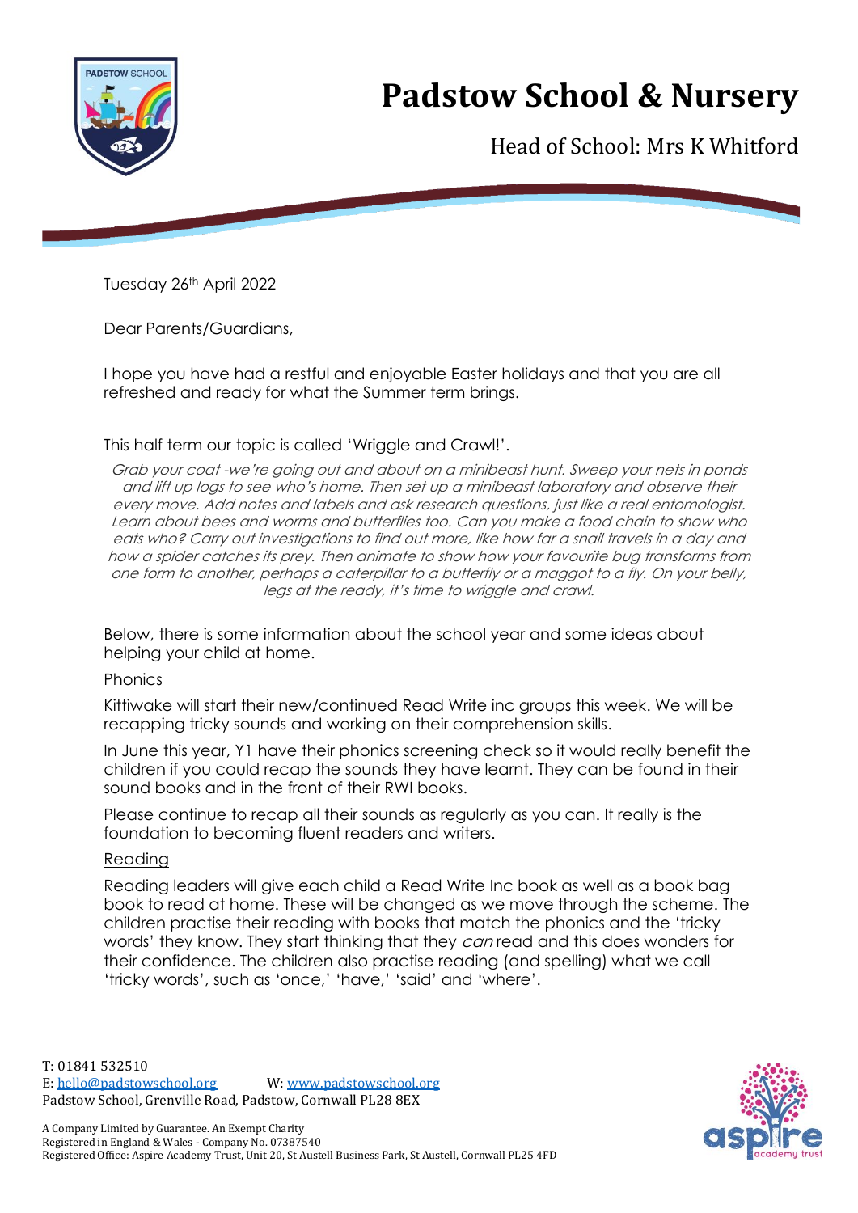# Padstow School & Nursery

Head of School: Mrs K Whitford

Tuesday 26th April 2022

Dear Parents/Guardians,

I hope you have had a restful and enjoyable Easter holidays and that you are all refreshed and ready for what the Summer term brings.

This half term our topic is called 'Wriggle and Crawl!'.

*Grab your coat -we're going out and about on a minibeast hunt. Sweep your nets in ponds and lift up logs to see who's home. Then set up a minibeast laboratory and observe their every move. Add notes and labels and ask research questions, just like a real entomologist. Learn about bees and worms and butterflies too. Can you make a food chain to show who eats who? Carry out investigations to find out more, like how far a snail travels in a day and how a spider catches its prey. Then animate to show how your favourite bug transforms from one form to another, perhaps a caterpillar to a butterfly or a maggot to a fly. On your belly, legs at the ready, it's time to wriggle and crawl.*

Below, there is some information about the school year and some ideas about helping your child at home.

## Phonics

Kittiwake will start their new/continued Read Write inc groups this week. We will be recapping tricky sounds and working on their comprehension skills.

In June this year, Y1 have their phonics screening check so it would really benefit the children if you could recap the sounds they have learnt. They can be found in their sound books and in the front of their RWI books.

Please continue to recap all their sounds as regularly as you can. It really is the foundation to becoming fluent readers and writers.

## Reading

Reading leaders will give each child a Read Write Inc book as well as a book bag book to read at home. These will be changed as we move through the scheme. The children practise their reading with books that match the phonics and the 'tricky words' they know. They start thinking that they *can* read and this does wonders for their confidence. The children also practise reading (and spelling) what we call 'tricky words', such as 'once,' 'have,' 'said' and 'where'.

T: 01841 532510
E: hello@padstowschool.org W: www.padstowschool.org
Padstow School, Grenville Road, Padstow, Cornwall PL28 8EX

A Company Limited by Guarantee. An Exempt Charity
Registered in England & Wales - Company No. 07387540
Registered Office: Aspire Academy Trust, Unit 20, St Austell Business Park, St Austell, Cornwall PL25 4FD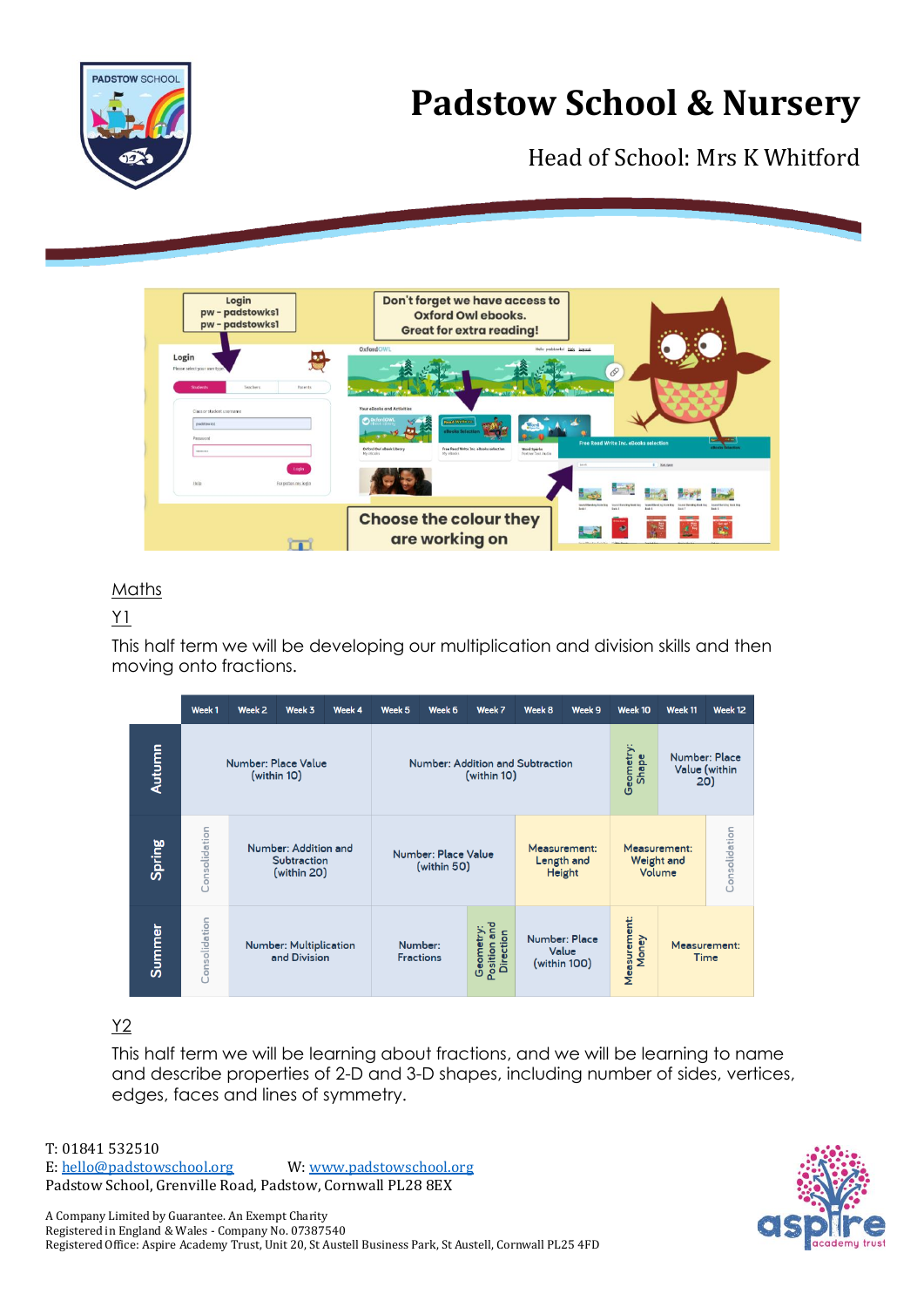# Padstow School & Nursery

Head of School: Mrs K Whitford

Login
pw - padstowks1
pw - padstowks1

Don't forget we have access to Oxford Owl ebooks. Great for extra reading!

Choose the colour they are working on

## Maths

### Y1

This half term we will be developing our multiplication and division skills and then moving onto fractions.

| | Week 1 | Week 2 | Week 3 | Week 4 | Week 5 | Week 6 | Week 7 | Week 8 | Week 9 | Week 10 | Week 11 | Week 12 |
|---|---|---|---|---|---|---|---|---|---|---|---|---|
| Autumn | Number: Place Value (within 10) | | | | Number: Addition and Subtraction (within 10) | | | | | Geometry: Shape | Number: Place Value (within 20) | |
| Spring | Consolidation | Number: Addition and Subtraction (within 20) | | | Number: Place Value (within 50) | | | Measurement: Length and Height | | Measurement: Weight and Volume | | Consolidation |
| Summer | Consolidation | Number: Multiplication and Division | | | Number: Fractions | | Geometry: Position and Direction | Number: Place Value (within 100) | | Measurement: Money | Measurement: Time | |

### Y2

This half term we will be learning about fractions, and we will be learning to name and describe properties of 2-D and 3-D shapes, including number of sides, vertices, edges, faces and lines of symmetry.

T: 01841 532510
E: hello@padstowschool.org W: www.padstowschool.org
Padstow School, Grenville Road, Padstow, Cornwall PL28 8EX

A Company Limited by Guarantee. An Exempt Charity
Registered in England & Wales - Company No. 07387540
Registered Office: Aspire Academy Trust, Unit 20, St Austell Business Park, St Austell, Cornwall PL25 4FD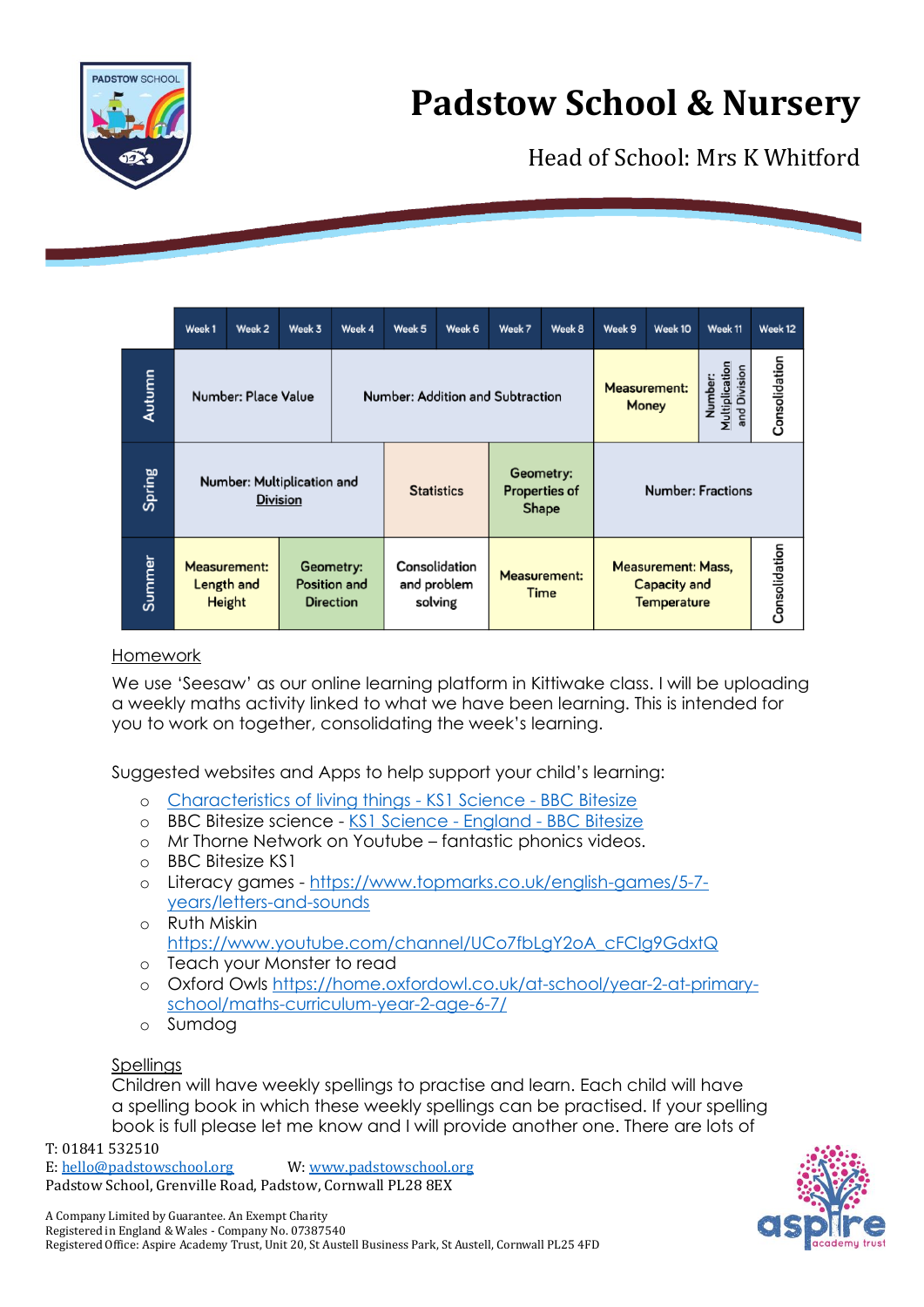| | Week 1 | Week 2 | Week 3 | Week 4 | Week 5 | Week 6 | Week 7 | Week 8 | Week 9 | Week 10 | Week 11 | Week 12 |
|---|---|---|---|---|---|---|---|---|---|---|---|---|
| Autumn | Number: Place Value | | Number: Addition and Subtraction | | | | | | Measurement: Money | | Number: Multiplication and Division | Consolidation |
| Spring | Number: Multiplication and Division | | | | Statistics | | Geometry: Properties of Shape | | Number: Fractions | | | |
| Summer | Measurement: Length and Height | | Geometry: Position and Direction | | Consolidation and problem solving | | Measurement: Time | | Measurement: Mass, Capacity and Temperature | | | Consolidation |

## Homework

We use 'Seesaw' as our online learning platform in Kittiwake class. I will be uploading a weekly maths activity linked to what we have been learning. This is intended for you to work on together, consolidating the week's learning.

Suggested websites and Apps to help support your child's learning:

- Characteristics of living things - KS1 Science - BBC Bitesize
- BBC Bitesize science - KS1 Science - England - BBC Bitesize
- Mr Thorne Network on Youtube – fantastic phonics videos.
- BBC Bitesize KS1
- Literacy games - https://www.topmarks.co.uk/english-games/5-7-years/letters-and-sounds
- Ruth Miskin https://www.youtube.com/channel/UCo7fbLgY2oA_cFCIg9GdxtQ
- Teach your Monster to read
- Oxford Owls https://home.oxfordowl.co.uk/at-school/year-2-at-primary-school/maths-curriculum-year-2-age-6-7/
- Sumdog

## Spellings

Children will have weekly spellings to practise and learn. Each child will have a spelling book in which these weekly spellings can be practised. If your spelling book is full please let me know and I will provide another one. There are lots of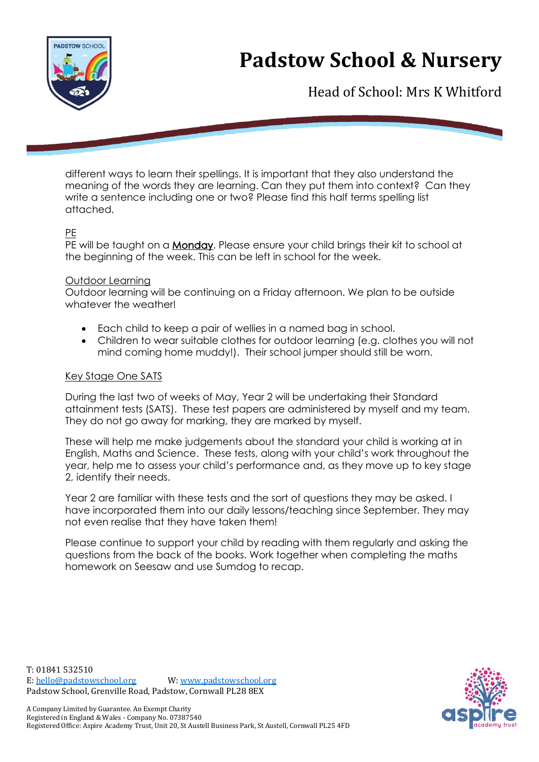different ways to learn their spellings. It is important that they also understand the meaning of the words they are learning. Can they put them into context? Can they write a sentence including one or two? Please find this half terms spelling list attached.

PE

PE will be taught on a **Monday**. Please ensure your child brings their kit to school at the beginning of the week. This can be left in school for the week.

Outdoor Learning

Outdoor learning will be continuing on a Friday afternoon. We plan to be outside whatever the weather!

- Each child to keep a pair of wellies in a named bag in school.
- Children to wear suitable clothes for outdoor learning (e.g. clothes you will not mind coming home muddy!). Their school jumper should still be worn.

Key Stage One SATS

During the last two of weeks of May, Year 2 will be undertaking their Standard attainment tests (SATS). These test papers are administered by myself and my team. They do not go away for marking, they are marked by myself.

These will help me make judgements about the standard your child is working at in English, Maths and Science. These tests, along with your child's work throughout the year, help me to assess your child's performance and, as they move up to key stage 2, identify their needs.

Year 2 are familiar with these tests and the sort of questions they may be asked. I have incorporated them into our daily lessons/teaching since September. They may not even realise that they have taken them!

Please continue to support your child by reading with them regularly and asking the questions from the back of the books. Work together when completing the maths homework on Seesaw and use Sumdog to recap.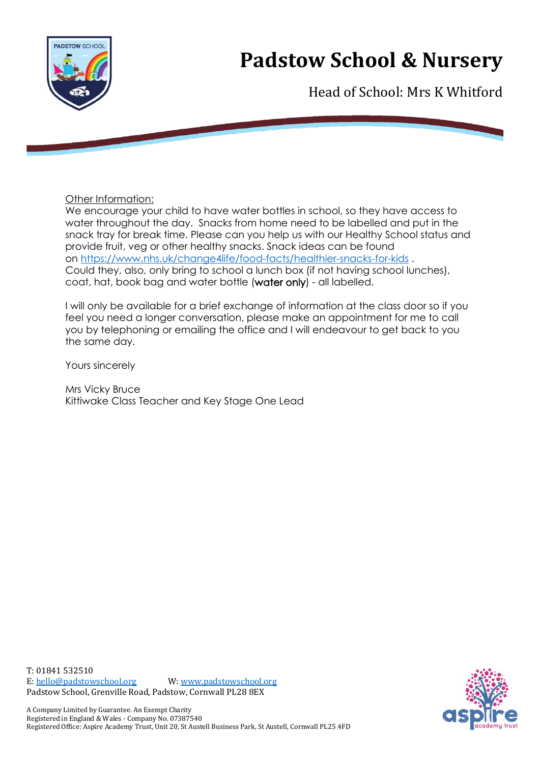# Padstow School & Nursery

Head of School: Mrs K Whitford

Other Information:

We encourage your child to have water bottles in school, so they have access to water throughout the day. Snacks from home need to be labelled and put in the snack tray for break time. Please can you help us with our Healthy School status and provide fruit, veg or other healthy snacks. Snack ideas can be found on https://www.nhs.uk/change4life/food-facts/healthier-snacks-for-kids . Could they, also, only bring to school a lunch box (if not having school lunches), coat, hat, book bag and water bottle (water only) - all labelled.

I will only be available for a brief exchange of information at the class door so if you feel you need a longer conversation, please make an appointment for me to call you by telephoning or emailing the office and I will endeavour to get back to you the same day.

Yours sincerely

Mrs Vicky Bruce
Kittiwake Class Teacher and Key Stage One Lead

T: 01841 532510
E: hello@padstowschool.org W: www.padstowschool.org
Padstow School, Grenville Road, Padstow, Cornwall PL28 8EX

A Company Limited by Guarantee. An Exempt Charity
Registered in England & Wales - Company No. 07387540
Registered Office: Aspire Academy Trust, Unit 20, St Austell Business Park, St Austell, Cornwall PL25 4FD